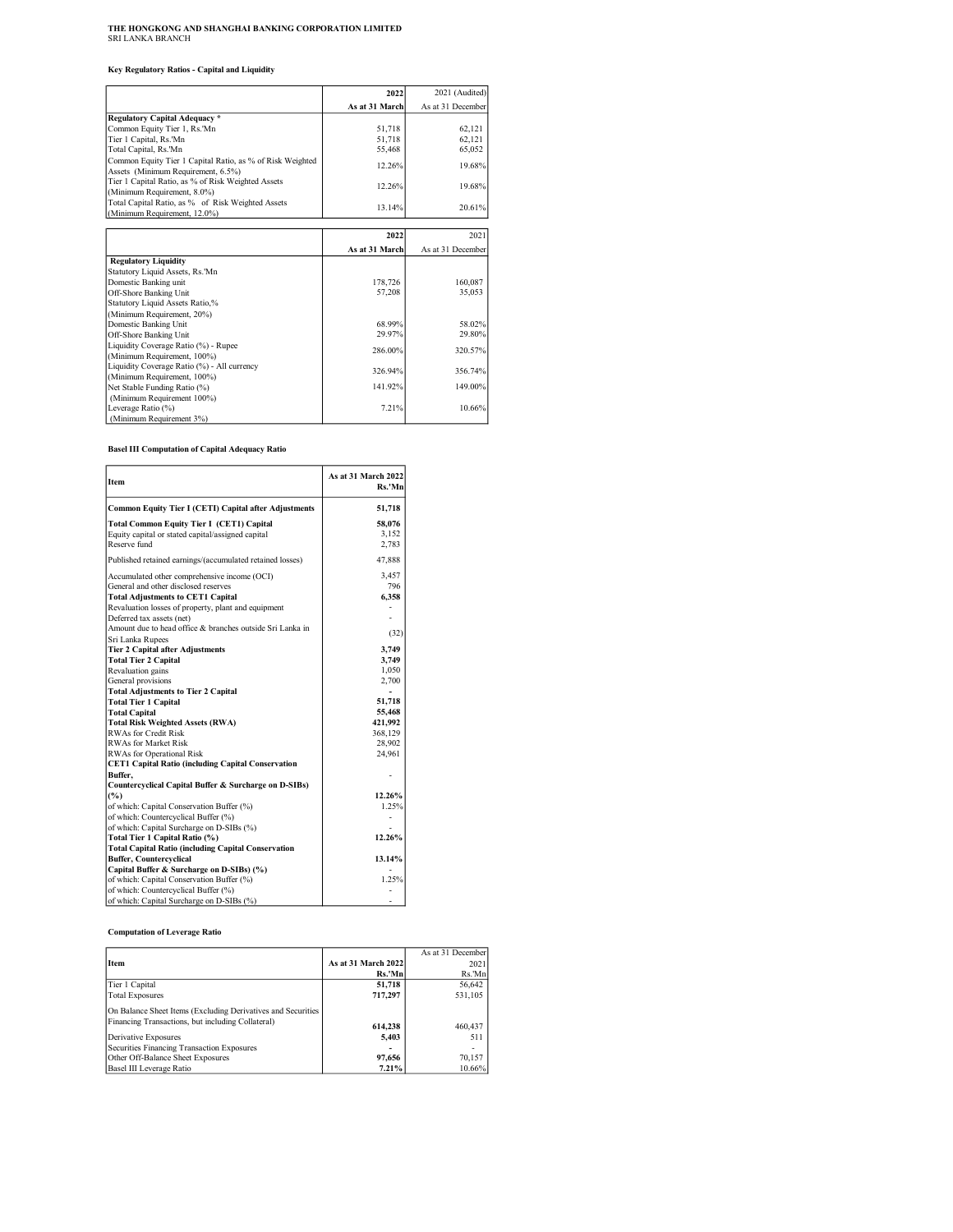**THE HONGKONG AND SHANGHAI BANKING CORPORATION LIMITED**
SRI LANKA BRANCH

### Key Regulatory Ratios - Capital and Liquidity

| | 2022 | 2021 (Audited) |
|---|---|---|
| | As at 31 March | As at 31 December |
| **Regulatory Capital Adequacy \*** | | |
| Common Equity Tier 1, Rs.'Mn | 51,718 | 62,121 |
| Tier 1 Capital, Rs.'Mn | 51,718 | 62,121 |
| Total Capital, Rs.'Mn | 55,468 | 65,052 |
| Common Equity Tier 1 Capital Ratio, as % of Risk Weighted Assets (Minimum Requirement, 6.5%) | 12.26% | 19.68% |
| Tier 1 Capital Ratio, as % of Risk Weighted Assets (Minimum Requirement, 8.0%) | 12.26% | 19.68% |
| Total Capital Ratio, as % of Risk Weighted Assets (Minimum Requirement, 12.0%) | 13.14% | 20.61% |

| | 2022 | 2021 |
|---|---|---|
| | As at 31 March | As at 31 December |
| **Regulatory Liquidity** | | |
| Statutory Liquid Assets, Rs.'Mn | | |
| Domestic Banking unit | 178,726 | 160,087 |
| Off-Shore Banking Unit | 57,208 | 35,053 |
| Statutory Liquid Assets Ratio,% (Minimum Requirement, 20%) | | |
| Domestic Banking Unit | 68.99% | 58.02% |
| Off-Shore Banking Unit | 29.97% | 29.80% |
| Liquidity Coverage Ratio (%) - Rupee (Minimum Requirement, 100%) | 286.00% | 320.57% |
| Liquidity Coverage Ratio (%) - All currency (Minimum Requirement, 100%) | 326.94% | 356.74% |
| Net Stable Funding Ratio (%) (Minimum Requirement 100%) | 141.92% | 149.00% |
| Leverage Ratio (%) (Minimum Requirement 3%) | 7.21% | 10.66% |

### Basel III Computation of Capital Adequacy Ratio

| Item | As at 31 March 2022 Rs.'Mn |
|---|---|
| **Common Equity Tier I (CETI) Capital after Adjustments** | **51,718** |
| **Total Common Equity Tier I (CET1) Capital** | **58,076** |
| Equity capital or stated capital/assigned capital | 3,152 |
| Reserve fund | 2,783 |
| Published retained earnings/(accumulated retained losses) | 47,888 |
| Accumulated other comprehensive income (OCI) | 3,457 |
| General and other disclosed reserves | 796 |
| **Total Adjustments to CET1 Capital** | **6,358** |
| Revaluation losses of property, plant and equipment | - |
| Deferred tax assets (net) | - |
| Amount due to head office & branches outside Sri Lanka in Sri Lanka Rupees | (32) |
| **Tier 2 Capital after Adjustments** | **3,749** |
| **Total Tier 2 Capital** | **3,749** |
| Revaluation gains | 1,050 |
| General provisions | 2,700 |
| **Total Adjustments to Tier 2 Capital** | - |
| **Total Tier 1 Capital** | **51,718** |
| **Total Capital** | **55,468** |
| **Total Risk Weighted Assets (RWA)** | **421,992** |
| RWAs for Credit Risk | 368,129 |
| RWAs for Market Risk | 28,902 |
| RWAs for Operational Risk | 24,961 |
| **CET1 Capital Ratio (including Capital Conservation Buffer, Countercyclical Capital Buffer & Surcharge on D-SIBs) (%)** | **12.26%** |
| of which: Capital Conservation Buffer (%) | 1.25% |
| of which: Countercyclical Buffer (%) | - |
| of which: Capital Surcharge on D-SIBs (%) | - |
| **Total Tier 1 Capital Ratio (%)** | **12.26%** |
| **Total Capital Ratio (including Capital Conservation Buffer, Countercyclical Capital Buffer & Surcharge on D-SIBs) (%)** | **13.14%** |
| of which: Capital Conservation Buffer (%) | 1.25% |
| of which: Countercyclical Buffer (%) | - |
| of which: Capital Surcharge on D-SIBs (%) | - |

### Computation of Leverage Ratio

| Item | As at 31 March 2022 Rs.'Mn | As at 31 December 2021 Rs.'Mn |
|---|---|---|
| Tier 1 Capital | **51,718** | 56,642 |
| Total Exposures | **717,297** | 531,105 |
| On Balance Sheet Items (Excluding Derivatives and Securities Financing Transactions, but including Collateral) | **614,238** | 460,437 |
| Derivative Exposures | **5,403** | 511 |
| Securities Financing Transaction Exposures | **-** | - |
| Other Off-Balance Sheet Exposures | **97,656** | 70,157 |
| Basel III Leverage Ratio | **7.21%** | 10.66% |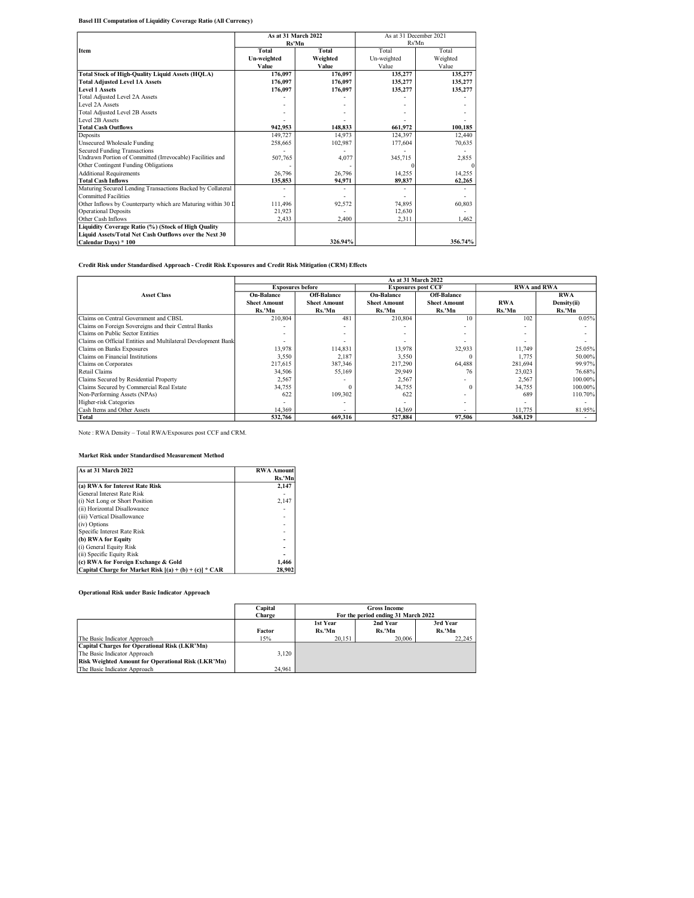**Basel III Computation of Liquidity Coverage Ratio (All Currency)**

| Item | As at 31 March 2022 Rs'Mn | | As at 31 December 2021 Rs'Mn | |
|---|---|---|---|---|
| | Total Un-weighted Value | Total Weighted Value | Total Un-weighted Value | Total Weighted Value |
| **Total Stock of High-Quality Liquid Assets (HQLA)** | **176,097** | **176,097** | **135,277** | **135,277** |
| **Total Adjusted Level 1A Assets** | **176,097** | **176,097** | **135,277** | **135,277** |
| **Level 1 Assets** | **176,097** | **176,097** | **135,277** | **135,277** |
| Total Adjusted Level 2A Assets | - | - | - | - |
| Level 2A Assets | - | - | - | - |
| Total Adjusted Level 2B Assets | - | - | - | - |
| Level 2B Assets | - | - | - | - |
| **Total Cash Outflows** | **942,953** | **148,833** | **661,972** | **100,185** |
| Deposits | 149,727 | 14,973 | 124,397 | 12,440 |
| Unsecured Wholesale Funding | 258,665 | 102,987 | 177,604 | 70,635 |
| Secured Funding Transactions | - | - | - | - |
| Undrawn Portion of Committed (Irrevocable) Facilities and Other Contingent Funding Obligations | 507,765 | 4,077 | 345,715 | 2,855 |
| | - | - | 0 | 0 |
| Additional Requirements | 26,796 | 26,796 | 14,255 | 14,255 |
| **Total Cash Inflows** | **135,853** | **94,971** | **89,837** | **62,265** |
| Maturing Secured Lending Transactions Backed by Collateral | - | - | - | - |
| Committed Facilities | - | - | - | - |
| Other Inflows by Counterparty which are Maturing within 30 D | 111,496 | 92,572 | 74,895 | 60,803 |
| Operational Deposits | 21,923 | - | 12,630 | - |
| Other Cash Inflows | 2,433 | 2,400 | 2,311 | 1,462 |
| **Liquidity Coverage Ratio (%) (Stock of High Quality Liquid Assets/Total Net Cash Outflows over the Next 30 Calendar Days) * 100** | | **326.94%** | | **356.74%** |

**Credit Risk under Standardised Approach - Credit Risk Exposures and Credit Risk Mitigation (CRM) Effects**

| Asset Class | As at 31 March 2022 | | | | | |
|---|---|---|---|---|---|---|
| | Exposures before | | Exposures post CCF | | RWA and RWA | |
| | On-Balance Sheet Amount Rs.'Mn | Off-Balance Sheet Amount Rs.'Mn | On-Balance Sheet Amount Rs.'Mn | Off-Balance Sheet Amount Rs.'Mn | RWA Rs.'Mn | RWA Density(ii) Rs.'Mn |
| Claims on Central Government and CBSL | 210,804 | 481 | 210,804 | 10 | 102 | 0.05% |
| Claims on Foreign Sovereigns and their Central Banks | - | - | - | - | - | - |
| Claims on Public Sector Entities | - | - | - | - | - | - |
| Claims on Official Entities and Multilateral Development Bank | - | - | - | - | - | - |
| Claims on Banks Exposures | 13,978 | 114,831 | 13,978 | 32,933 | 11,749 | 25.05% |
| Claims on Financial Institutions | 3,550 | 2,187 | 3,550 | 0 | 1,775 | 50.00% |
| Claims on Corporates | 217,615 | 387,346 | 217,290 | 64,488 | 281,694 | 99.97% |
| Retail Claims | 34,506 | 55,169 | 29,949 | 76 | 23,023 | 76.68% |
| Claims Secured by Residential Property | 2,567 | - | 2,567 | - | 2,567 | 100.00% |
| Claims Secured by Commercial Real Estate | 34,755 | 0 | 34,755 | 0 | 34,755 | 100.00% |
| Non-Performing Assets (NPAs) | 622 | 109,302 | 622 | - | 689 | 110.70% |
| Higher-risk Categories | - | - | - | - | - | - |
| Cash Items and Other Assets | 14,369 | - | 14,369 | - | 11,775 | 81.95% |
| **Total** | **532,766** | **669,316** | **527,884** | **97,506** | **368,129** | - |

Note : RWA Density – Total RWA/Exposures post CCF and CRM.

**Market Risk under Standardised Measurement Method**

| As at 31 March 2022 | RWA Amount Rs.'Mn |
|---|---|
| **(a) RWA for Interest Rate Risk** | **2,147** |
| General Interest Rate Risk | - |
| (i) Net Long or Short Position | 2,147 |
| (ii) Horizontal Disallowance | - |
| (iii) Vertical Disallowance | - |
| (iv) Options | - |
| Specific Interest Rate Risk | - |
| **(b) RWA for Equity** | **-** |
| (i) General Equity Risk | **-** |
| (ii) Specific Equity Risk | **-** |
| **(c) RWA for Foreign Exchange & Gold** | **1,466** |
| **Capital Charge for Market Risk [(a) + (b) + (c)] * CAR** | **28,902** |

**Operational Risk under Basic Indicator Approach**

| | Capital Charge | Gross Income For the period ending 31 March 2022 | | |
|---|---|---|---|---|
| | Factor | 1st Year Rs.'Mn | 2nd Year Rs.'Mn | 3rd Year Rs.'Mn |
| The Basic Indicator Approach | 15% | 20,151 | 20,006 | 22,245 |
| **Capital Charges for Operational Risk (LKR'Mn)** | | | | |
| The Basic Indicator Approach | 3,120 | | | |
| **Risk Weighted Amount for Operational Risk (LKR'Mn)** | | | | |
| The Basic Indicator Approach | 24,961 | | | |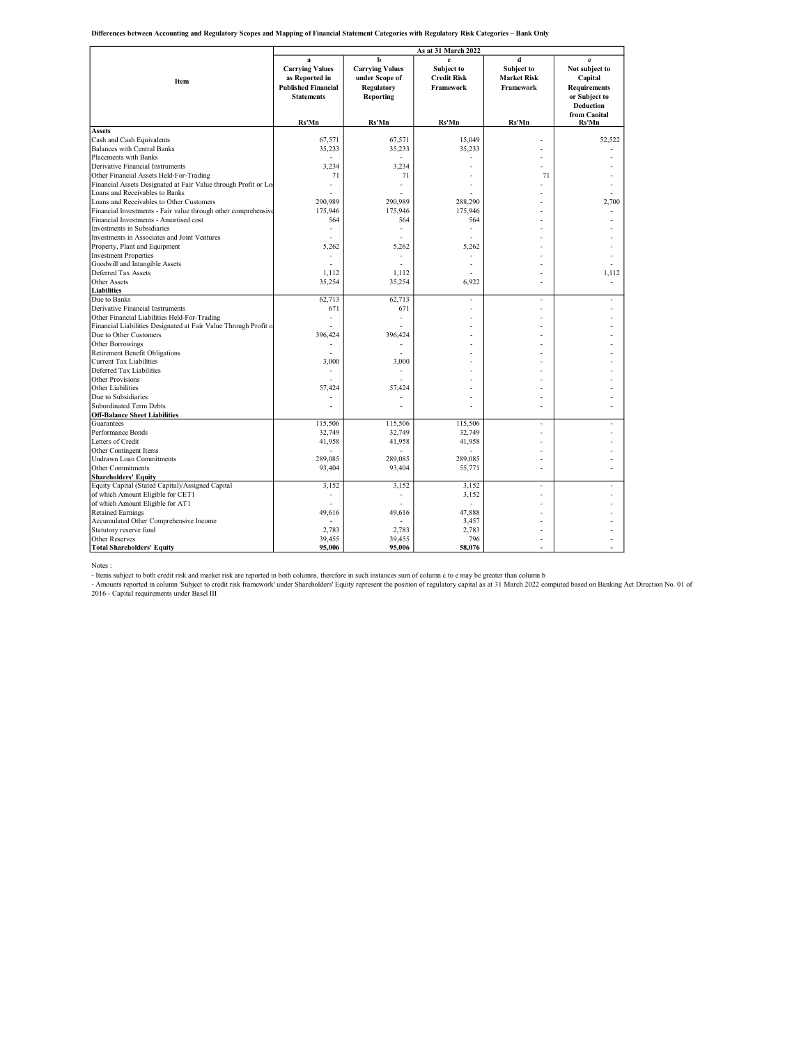**Differences between Accounting and Regulatory Scopes and Mapping of Financial Statement Categories with Regulatory Risk Categories – Bank Only**

| Item | As at 31 March 2022 | | | | |
|---|---|---|---|---|---|
| | a<br>Carrying Values as Reported in Published Financial Statements | b<br>Carrying Values under Scope of Regulatory Reporting | c<br>Subject to Credit Risk Framework | d<br>Subject to Market Risk Framework | e<br>Not subject to Capital Requirements or Subject to Deduction from Capital |
| | Rs'Mn | Rs'Mn | Rs'Mn | Rs'Mn | Rs'Mn |
| **Assets** | | | | | |
| Cash and Cash Equivalents | 67,571 | 67,571 | 15,049 | - | 52,522 |
| Balances with Central Banks | 35,233 | 35,233 | 35,233 | - | - |
| Placements with Banks | - | - | - | - | - |
| Derivative Financial Instruments | 3,234 | 3,234 | - | - | - |
| Other Financial Assets Held-For-Trading | 71 | 71 | - | 71 | - |
| Financial Assets Designated at Fair Value through Profit or Los | - | - | - | - | - |
| Loans and Receivables to Banks | - | - | - | - | - |
| Loans and Receivables to Other Customers | 290,989 | 290,989 | 288,290 | - | 2,700 |
| Financial Investments - Fair value through other comprehensive | 175,946 | 175,946 | 175,946 | - | - |
| Financial Investments - Amortised cost | 564 | 564 | 564 | - | - |
| Investments in Subsidiaries | - | - | - | - | - |
| Investments in Associates and Joint Ventures | - | - | - | - | - |
| Property, Plant and Equipment | 5,262 | 5,262 | 5,262 | - | - |
| Investment Properties | - | - | - | - | - |
| Goodwill and Intangible Assets | - | - | - | - | - |
| Deferred Tax Assets | 1,112 | 1,112 | - | - | 1,112 |
| Other Assets | 35,254 | 35,254 | 6,922 | - | - |
| **Liabilities** | | | | | |
| Due to Banks | 62,713 | 62,713 | - | - | - |
| Derivative Financial Instruments | 671 | 671 | - | - | - |
| Other Financial Liabilities Held-For-Trading | - | - | - | - | - |
| Financial Liabilities Designated at Fair Value Through Profit o | - | - | - | - | - |
| Due to Other Customers | 396,424 | 396,424 | - | - | - |
| Other Borrowings | - | - | - | - | - |
| Retirement Benefit Obligations | - | - | - | - | - |
| Current Tax Liabilities | 3,000 | 3,000 | - | - | - |
| Deferred Tax Liabilities | - | - | - | - | - |
| Other Provisions | - | - | - | - | - |
| Other Liabilities | 57,424 | 57,424 | - | - | - |
| Due to Subsidiaries | - | - | - | - | - |
| Subordinated Term Debts | - | - | - | - | - |
| **Off-Balance Sheet Liabilities** | | | | | |
| Guarantees | 115,506 | 115,506 | 115,506 | - | - |
| Performance Bonds | 32,749 | 32,749 | 32,749 | - | - |
| Letters of Credit | 41,958 | 41,958 | 41,958 | - | - |
| Other Contingent Items | - | - | - | - | - |
| Undrawn Loan Commitments | 289,085 | 289,085 | 289,085 | - | - |
| Other Commitments | 93,404 | 93,404 | 55,771 | - | - |
| **Shareholders' Equity** | | | | | |
| Equity Capital (Stated Capital)/Assigned Capital | 3,152 | 3,152 | 3,152 | - | - |
| of which Amount Eligible for CET1 | - | - | 3,152 | - | - |
| of which Amount Eligible for AT1 | - | - | - | - | - |
| Retained Earnings | 49,616 | 49,616 | 47,888 | - | - |
| Accumulated Other Comprehensive Income | - | - | 3,457 | - | - |
| Statutory reserve fund | 2,783 | 2,783 | 2,783 | - | - |
| Other Reserves | 39,455 | 39,455 | 796 | - | - |
| **Total Shareholders' Equity** | **95,006** | **95,006** | **58,076** | **-** | **-** |

Notes :

- Items subject to both credit risk and market risk are reported in both columns, therefore in such instances sum of column c to e may be greater than column b
- Amounts reported in column 'Subject to credit risk framework' under Shareholders' Equity represent the position of regulatory capital as at 31 March 2022 computed based on Banking Act Direction No. 01 of 2016 - Capital requirements under Basel III